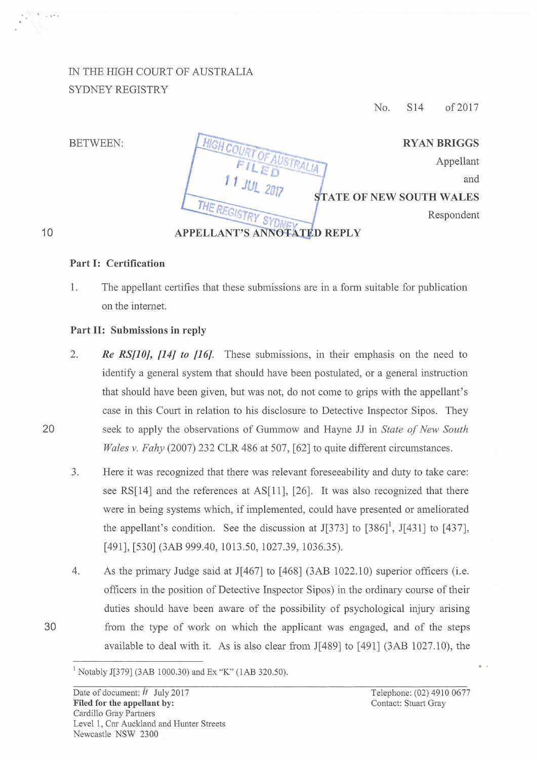IN THE HIGH COURT OF AUSTRALIA
SYDNEY REGISTRY

No. S14 of 2017

BETWEEN:

**RYAN BRIGGS**
Appellant

and

**STATE OF NEW SOUTH WALES**
Respondent

HIGH COURT OF AUSTRALIA
FILED
11 JUL 2017
THE REGISTRY SYDNEY

**APPELLANT'S ANNOTATED REPLY**

**Part I: Certification**

1. The appellant certifies that these submissions are in a form suitable for publication on the internet.

**Part II: Submissions in reply**

2. ***Re RS[10], [14] to [16].*** These submissions, in their emphasis on the need to identify a general system that should have been postulated, or a general instruction that should have been given, but was not, do not come to grips with the appellant's case in this Court in relation to his disclosure to Detective Inspector Sipos. They seek to apply the observations of Gummow and Hayne JJ in *State of New South Wales v. Fahy* (2007) 232 CLR 486 at 507, [62] to quite different circumstances.

3. Here it was recognized that there was relevant foreseeability and duty to take care: see RS[14] and the references at AS[11], [26]. It was also recognized that there were in being systems which, if implemented, could have presented or ameliorated the appellant's condition. See the discussion at J[373] to [386][1], J[431] to [437], [491], [530] (3AB 999.40, 1013.50, 1027.39, 1036.35).

4. As the primary Judge said at J[467] to [468] (3AB 1022.10) superior officers (i.e. officers in the position of Detective Inspector Sipos) in the ordinary course of their duties should have been aware of the possibility of psychological injury arising from the type of work on which the applicant was engaged, and of the steps available to deal with it. As is also clear from J[489] to [491] (3AB 1027.10), the

[1] Notably J[379] (3AB 1000.30) and Ex "K" (1AB 320.50).

Date of document: 11 July 2017
**Filed for the appellant by:**
Cardillo Gray Partners
Level 1, Cnr Auckland and Hunter Streets
Newcastle NSW 2300

Telephone: (02) 4910 0677
Contact: Stuart Gray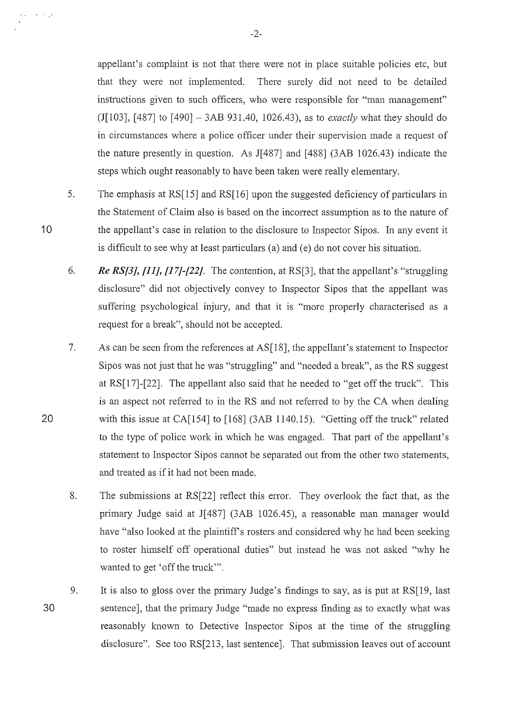appellant's complaint is not that there were not in place suitable policies etc, but that they were not implemented. There surely did not need to be detailed instructions given to such officers, who were responsible for "man management" (J[103], [487] to [490] – 3AB 931.40, 1026.43), as to *exactly* what they should do in circumstances where a police officer under their supervision made a request of the nature presently in question. As J[487] and [488] (3AB 1026.43) indicate the steps which ought reasonably to have been taken were really elementary.

5. The emphasis at RS[15] and RS[16] upon the suggested deficiency of particulars in the Statement of Claim also is based on the incorrect assumption as to the nature of the appellant's case in relation to the disclosure to Inspector Sipos. In any event it is difficult to see why at least particulars (a) and (e) do not cover his situation.

6. ***Re RS[3], [11], [17]-[22].*** The contention, at RS[3], that the appellant's "struggling disclosure" did not objectively convey to Inspector Sipos that the appellant was suffering psychological injury, and that it is "more properly characterised as a request for a break", should not be accepted.

7. As can be seen from the references at AS[18], the appellant's statement to Inspector Sipos was not just that he was "struggling" and "needed a break", as the RS suggest at RS[17]-[22]. The appellant also said that he needed to "get off the truck". This is an aspect not referred to in the RS and not referred to by the CA when dealing with this issue at CA[154] to [168] (3AB 1140.15). "Getting off the truck" related to the type of police work in which he was engaged. That part of the appellant's statement to Inspector Sipos cannot be separated out from the other two statements, and treated as if it had not been made.

8. The submissions at RS[22] reflect this error. They overlook the fact that, as the primary Judge said at J[487] (3AB 1026.45), a reasonable man manager would have "also looked at the plaintiff's rosters and considered why he had been seeking to roster himself off operational duties" but instead he was not asked "why he wanted to get 'off the truck'".

9. It is also to gloss over the primary Judge's findings to say, as is put at RS[19, last sentence], that the primary Judge "made no express finding as to exactly what was reasonably known to Detective Inspector Sipos at the time of the struggling disclosure". See too RS[213, last sentence]. That submission leaves out of account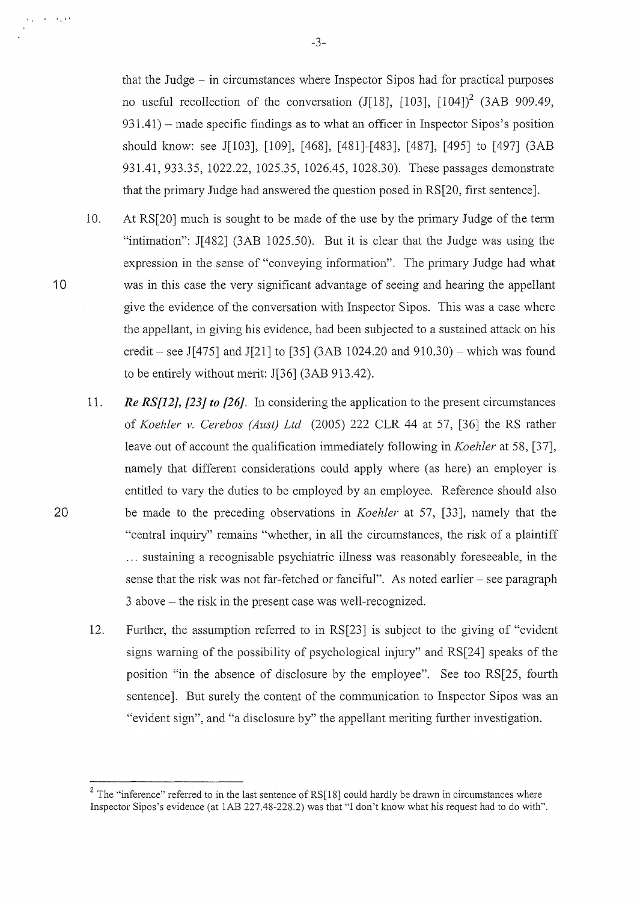that the Judge – in circumstances where Inspector Sipos had for practical purposes no useful recollection of the conversation (J[18], [103], [104])[2] (3AB 909.49, 931.41) – made specific findings as to what an officer in Inspector Sipos's position should know: see J[103], [109], [468], [481]-[483], [487], [495] to [497] (3AB 931.41, 933.35, 1022.22, 1025.35, 1026.45, 1028.30). These passages demonstrate that the primary Judge had answered the question posed in RS[20, first sentence].

10. At RS[20] much is sought to be made of the use by the primary Judge of the term "intimation": J[482] (3AB 1025.50). But it is clear that the Judge was using the expression in the sense of "conveying information". The primary Judge had what was in this case the very significant advantage of seeing and hearing the appellant give the evidence of the conversation with Inspector Sipos. This was a case where the appellant, in giving his evidence, had been subjected to a sustained attack on his credit – see J[475] and J[21] to [35] (3AB 1024.20 and 910.30) – which was found to be entirely without merit: J[36] (3AB 913.42).

11. ***Re RS[12], [23] to [26].*** In considering the application to the present circumstances of *Koehler v. Cerebos (Aust) Ltd* (2005) 222 CLR 44 at 57, [36] the RS rather leave out of account the qualification immediately following in *Koehler* at 58, [37], namely that different considerations could apply where (as here) an employer is entitled to vary the duties to be employed by an employee. Reference should also be made to the preceding observations in *Koehler* at 57, [33], namely that the "central inquiry" remains "whether, in all the circumstances, the risk of a plaintiff ... sustaining a recognisable psychiatric illness was reasonably foreseeable, in the sense that the risk was not far-fetched or fanciful". As noted earlier – see paragraph 3 above – the risk in the present case was well-recognized.

12. Further, the assumption referred to in RS[23] is subject to the giving of "evident signs warning of the possibility of psychological injury" and RS[24] speaks of the position "in the absence of disclosure by the employee". See too RS[25, fourth sentence]. But surely the content of the communication to Inspector Sipos was an "evident sign", and "a disclosure by" the appellant meriting further investigation.

---

[2] The "inference" referred to in the last sentence of RS[18] could hardly be drawn in circumstances where Inspector Sipos's evidence (at 1AB 227.48-228.2) was that "I don't know what his request had to do with".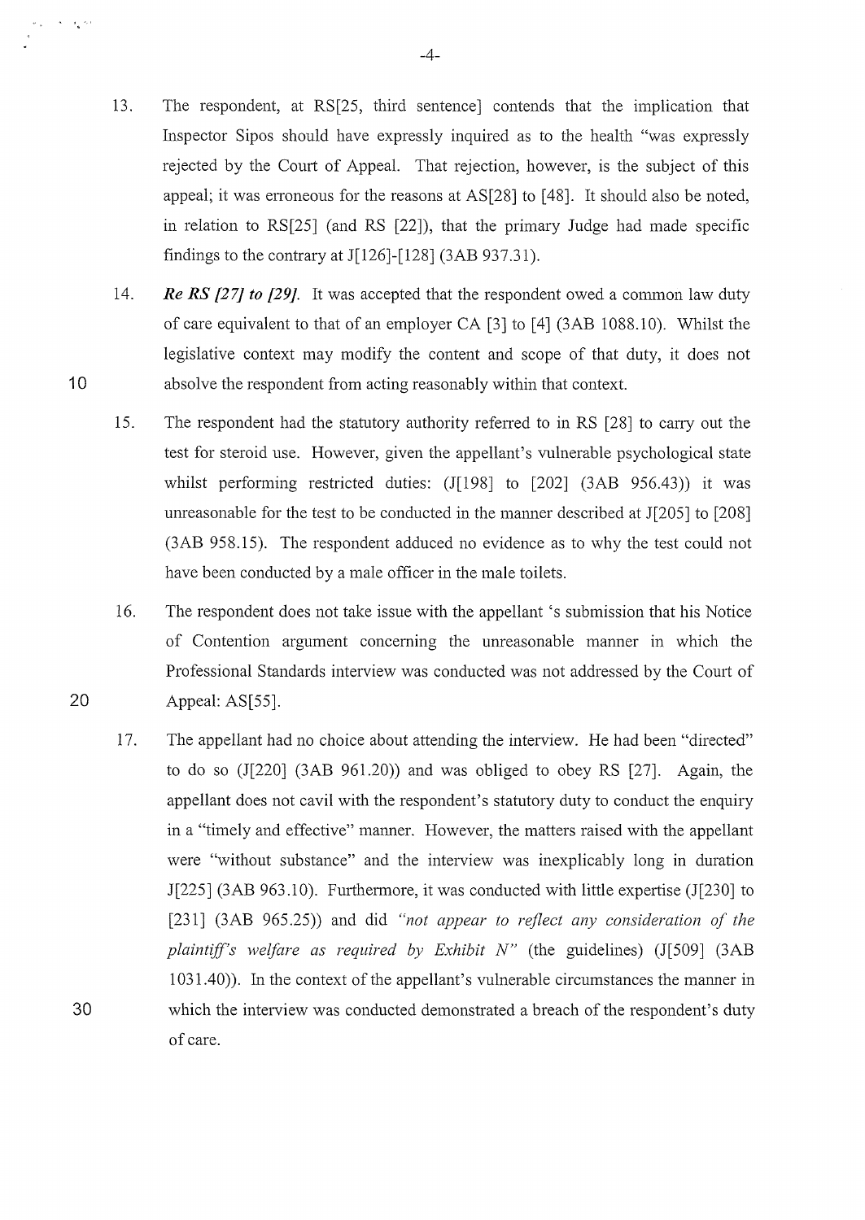13. The respondent, at RS[25, third sentence] contends that the implication that Inspector Sipos should have expressly inquired as to the health "was expressly rejected by the Court of Appeal. That rejection, however, is the subject of this appeal; it was erroneous for the reasons at AS[28] to [48]. It should also be noted, in relation to RS[25] (and RS [22]), that the primary Judge had made specific findings to the contrary at J[126]-[128] (3AB 937.31).

14. ***Re RS [27] to [29].*** It was accepted that the respondent owed a common law duty of care equivalent to that of an employer CA [3] to [4] (3AB 1088.10). Whilst the legislative context may modify the content and scope of that duty, it does not absolve the respondent from acting reasonably within that context.

15. The respondent had the statutory authority referred to in RS [28] to carry out the test for steroid use. However, given the appellant's vulnerable psychological state whilst performing restricted duties: (J[198] to [202] (3AB 956.43)) it was unreasonable for the test to be conducted in the manner described at J[205] to [208] (3AB 958.15). The respondent adduced no evidence as to why the test could not have been conducted by a male officer in the male toilets.

16. The respondent does not take issue with the appellant 's submission that his Notice of Contention argument concerning the unreasonable manner in which the Professional Standards interview was conducted was not addressed by the Court of Appeal: AS[55].

17. The appellant had no choice about attending the interview. He had been "directed" to do so (J[220] (3AB 961.20)) and was obliged to obey RS [27]. Again, the appellant does not cavil with the respondent's statutory duty to conduct the enquiry in a "timely and effective" manner. However, the matters raised with the appellant were "without substance" and the interview was inexplicably long in duration J[225] (3AB 963.10). Furthermore, it was conducted with little expertise (J[230] to [231] (3AB 965.25)) and did *"not appear to reflect any consideration of the plaintiff's welfare as required by Exhibit N"* (the guidelines) (J[509] (3AB 1031.40)). In the context of the appellant's vulnerable circumstances the manner in which the interview was conducted demonstrated a breach of the respondent's duty of care.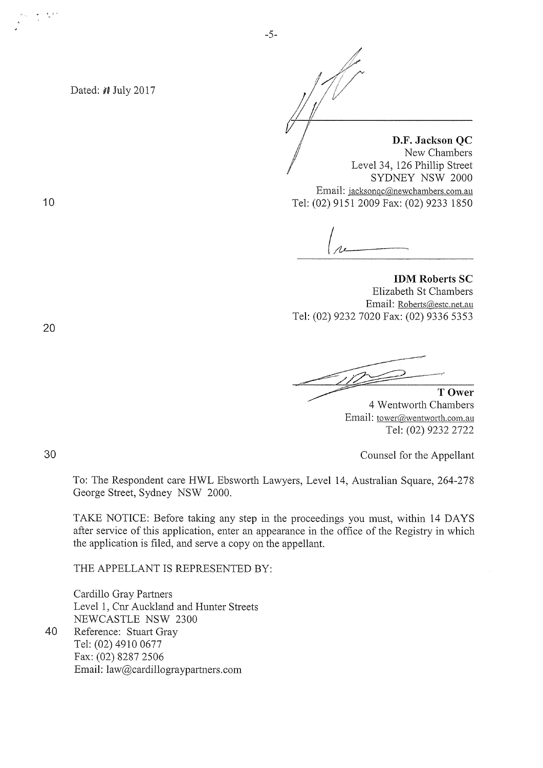Dated: 11 July 2017

**D.F. Jackson QC**
New Chambers
Level 34, 126 Phillip Street
SYDNEY NSW 2000
Email: jacksonqc@newchambers.com.au
Tel: (02) 9151 2009 Fax: (02) 9233 1850

**IDM Roberts SC**
Elizabeth St Chambers
Email: Roberts@estc.net.au
Tel: (02) 9232 7020 Fax: (02) 9336 5353

**T Ower**
4 Wentworth Chambers
Email: tower@wentworth.com.au
Tel: (02) 9232 2722

Counsel for the Appellant

To: The Respondent care HWL Ebsworth Lawyers, Level 14, Australian Square, 264-278 George Street, Sydney NSW 2000.

TAKE NOTICE: Before taking any step in the proceedings you must, within 14 DAYS after service of this application, enter an appearance in the office of the Registry in which the application is filed, and serve a copy on the appellant.

THE APPELLANT IS REPRESENTED BY:

Cardillo Gray Partners
Level 1, Cnr Auckland and Hunter Streets
NEWCASTLE NSW 2300
Reference: Stuart Gray
Tel: (02) 4910 0677
Fax: (02) 8287 2506
Email: law@cardillograypartners.com